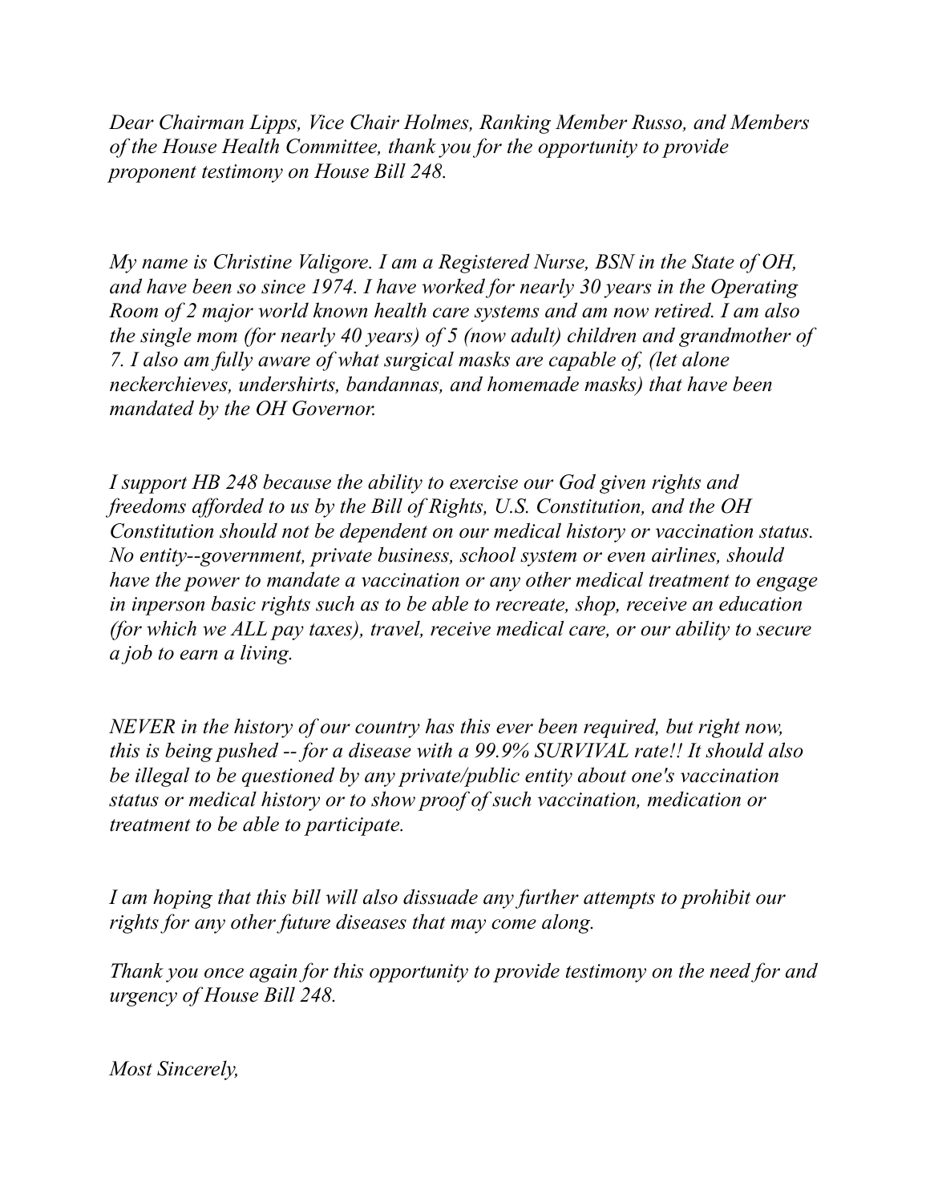*Dear Chairman Lipps, Vice Chair Holmes, Ranking Member Russo, and Members of the House Health Committee, thank you for the opportunity to provide proponent testimony on House Bill 248.*

*My name is Christine Valigore. I am a Registered Nurse, BSN in the State of OH, and have been so since 1974. I have worked for nearly 30 years in the Operating Room of 2 major world known health care systems and am now retired. I am also the single mom (for nearly 40 years) of 5 (now adult) children and grandmother of 7. I also am fully aware of what surgical masks are capable of, (let alone neckerchieves, undershirts, bandannas, and homemade masks) that have been mandated by the OH Governor.*

*I support HB 248 because the ability to exercise our God given rights and freedoms afforded to us by the Bill of Rights, U.S. Constitution, and the OH Constitution should not be dependent on our medical history or vaccination status. No entity--government, private business, school system or even airlines, should have the power to mandate a vaccination or any other medical treatment to engage in inperson basic rights such as to be able to recreate, shop, receive an education (for which we ALL pay taxes), travel, receive medical care, or our ability to secure a job to earn a living.*

*NEVER in the history of our country has this ever been required, but right now, this is being pushed -- for a disease with a 99.9% SURVIVAL rate!! It should also be illegal to be questioned by any private/public entity about one's vaccination status or medical history or to show proof of such vaccination, medication or treatment to be able to participate.*

*I am hoping that this bill will also dissuade any further attempts to prohibit our rights for any other future diseases that may come along.*

*Thank you once again for this opportunity to provide testimony on the need for and urgency of House Bill 248.*

*Most Sincerely,*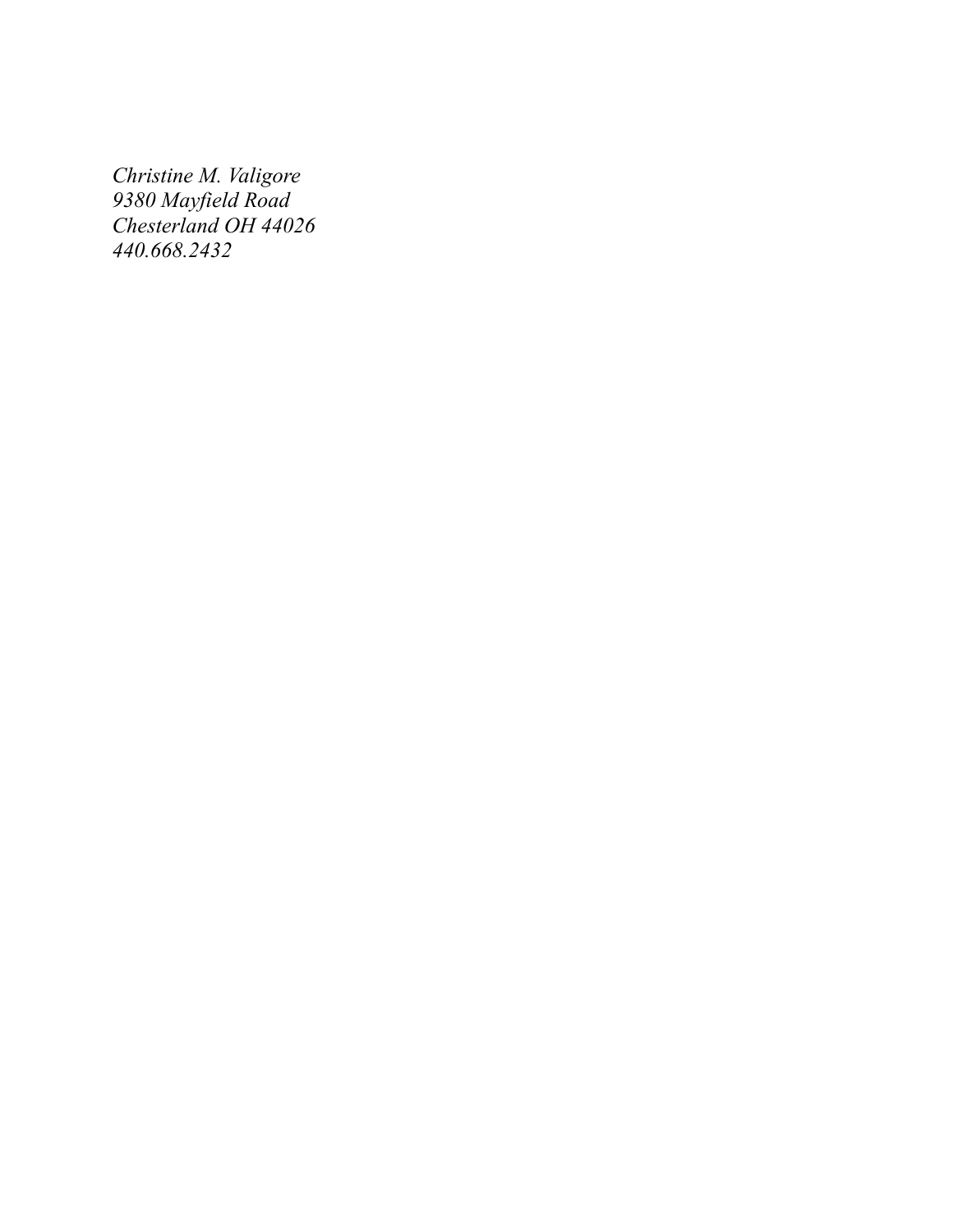*Christine M. Valigore*
*9380 Mayfield Road*
*Chesterland OH 44026*
*440.668.2432*